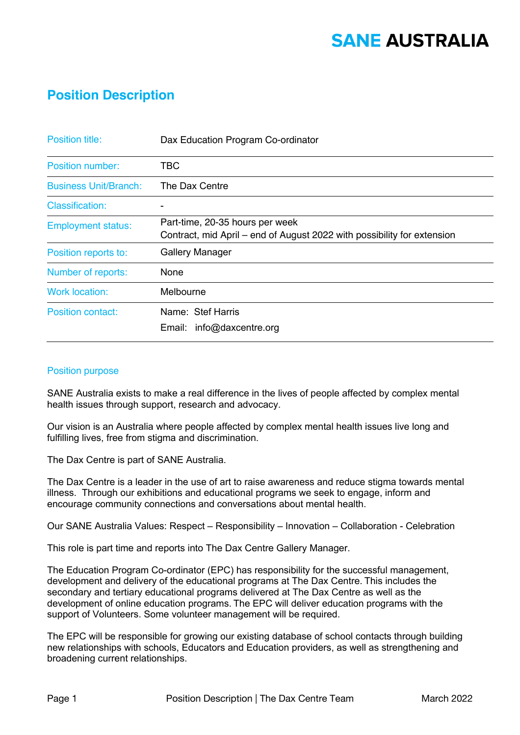SANE AUSTRALIA

# Position Description

| | |
|---|---|
| Position title: | Dax Education Program Co-ordinator |
| Position number: | TBC |
| Business Unit/Branch: | The Dax Centre |
| Classification: | - |
| Employment status: | Part-time, 20-35 hours per week<br>Contract, mid April – end of August 2022 with possibility for extension |
| Position reports to: | Gallery Manager |
| Number of reports: | None |
| Work location: | Melbourne |
| Position contact: | Name: Stef Harris<br>Email: info@daxcentre.org |

## Position purpose

SANE Australia exists to make a real difference in the lives of people affected by complex mental health issues through support, research and advocacy.

Our vision is an Australia where people affected by complex mental health issues live long and fulfilling lives, free from stigma and discrimination.

The Dax Centre is part of SANE Australia.

The Dax Centre is a leader in the use of art to raise awareness and reduce stigma towards mental illness. Through our exhibitions and educational programs we seek to engage, inform and encourage community connections and conversations about mental health.

Our SANE Australia Values: Respect – Responsibility – Innovation – Collaboration - Celebration

This role is part time and reports into The Dax Centre Gallery Manager.

The Education Program Co-ordinator (EPC) has responsibility for the successful management, development and delivery of the educational programs at The Dax Centre. This includes the secondary and tertiary educational programs delivered at The Dax Centre as well as the development of online education programs. The EPC will deliver education programs with the support of Volunteers. Some volunteer management will be required.

The EPC will be responsible for growing our existing database of school contacts through building new relationships with schools, Educators and Education providers, as well as strengthening and broadening current relationships.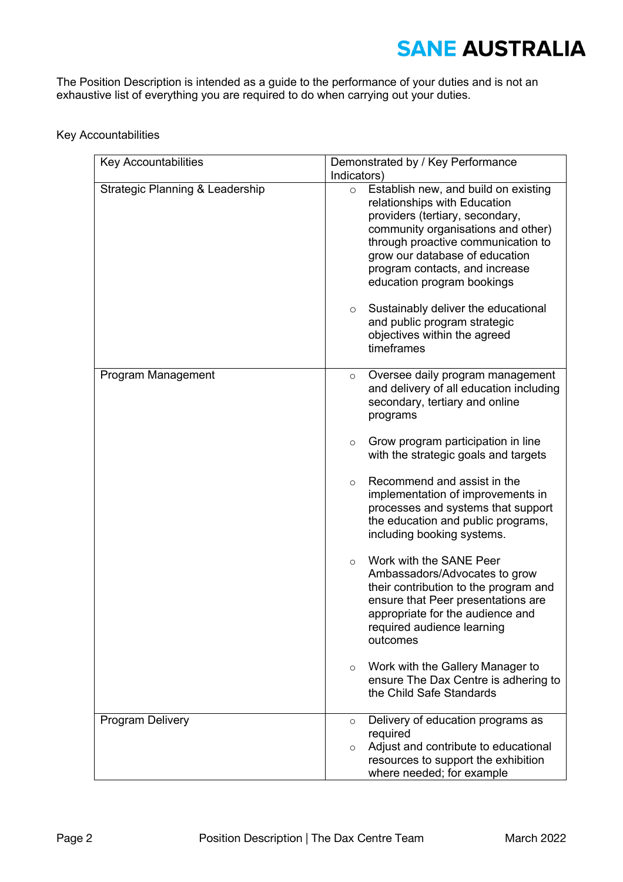The Position Description is intended as a guide to the performance of your duties and is not an exhaustive list of everything you are required to do when carrying out your duties.

Key Accountabilities

| Key Accountabilities | Demonstrated by / Key Performance Indicators) |
| --- | --- |
| Strategic Planning & Leadership | ○ Establish new, and build on existing relationships with Education providers (tertiary, secondary, community organisations and other) through proactive communication to grow our database of education program contacts, and increase education program bookings<br><br>○ Sustainably deliver the educational and public program strategic objectives within the agreed timeframes |
| Program Management | ○ Oversee daily program management and delivery of all education including secondary, tertiary and online programs<br><br>○ Grow program participation in line with the strategic goals and targets<br><br>○ Recommend and assist in the implementation of improvements in processes and systems that support the education and public programs, including booking systems.<br><br>○ Work with the SANE Peer Ambassadors/Advocates to grow their contribution to the program and ensure that Peer presentations are appropriate for the audience and required audience learning outcomes<br><br>○ Work with the Gallery Manager to ensure The Dax Centre is adhering to the Child Safe Standards |
| Program Delivery | ○ Delivery of education programs as required<br>○ Adjust and contribute to educational resources to support the exhibition where needed; for example |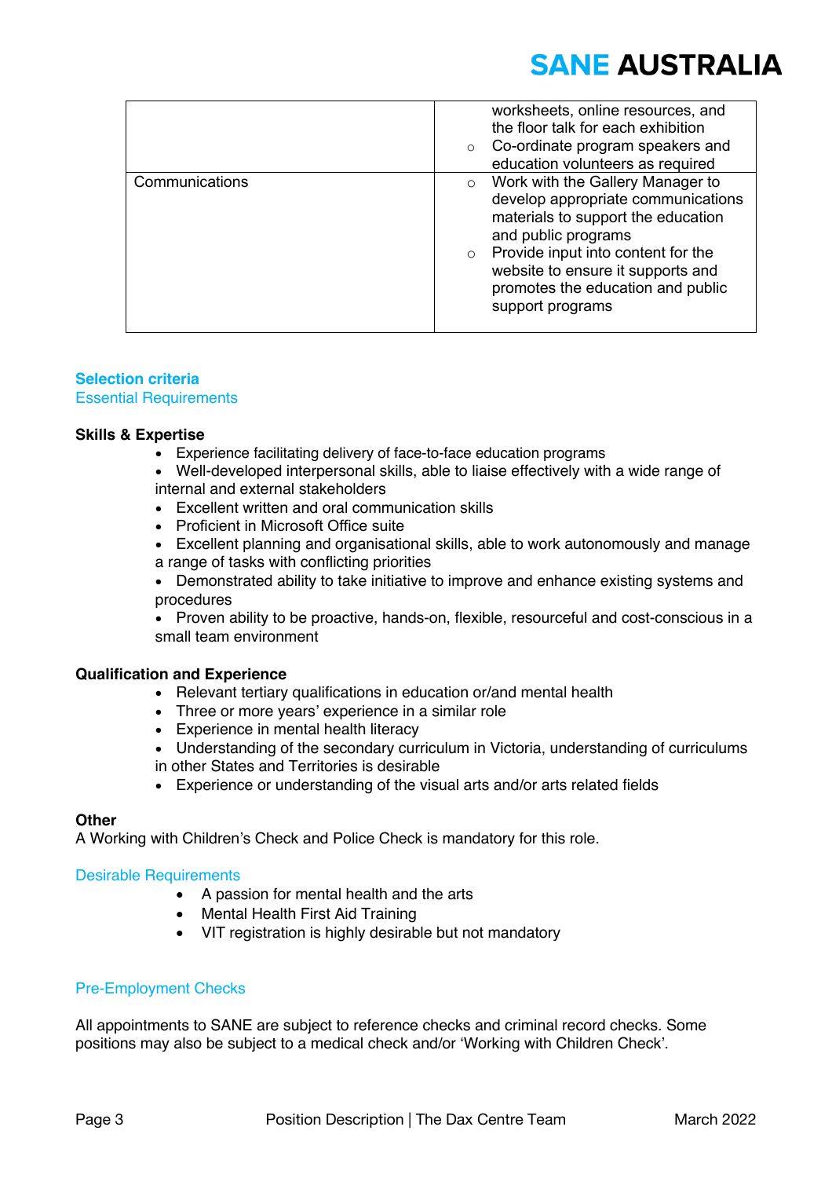| | |
|---|---|
| | worksheets, online resources, and the floor talk for each exhibition<br>○ Co-ordinate program speakers and education volunteers as required |
| Communications | ○ Work with the Gallery Manager to develop appropriate communications materials to support the education and public programs<br>○ Provide input into content for the website to ensure it supports and promotes the education and public support programs |

## Selection criteria

### Essential Requirements

**Skills & Expertise**

- Experience facilitating delivery of face-to-face education programs
- Well-developed interpersonal skills, able to liaise effectively with a wide range of internal and external stakeholders
- Excellent written and oral communication skills
- Proficient in Microsoft Office suite
- Excellent planning and organisational skills, able to work autonomously and manage a range of tasks with conflicting priorities
- Demonstrated ability to take initiative to improve and enhance existing systems and procedures
- Proven ability to be proactive, hands-on, flexible, resourceful and cost-conscious in a small team environment

**Qualification and Experience**

- Relevant tertiary qualifications in education or/and mental health
- Three or more years' experience in a similar role
- Experience in mental health literacy
- Understanding of the secondary curriculum in Victoria, understanding of curriculums in other States and Territories is desirable
- Experience or understanding of the visual arts and/or arts related fields

**Other**

A Working with Children's Check and Police Check is mandatory for this role.

### Desirable Requirements

- A passion for mental health and the arts
- Mental Health First Aid Training
- VIT registration is highly desirable but not mandatory

### Pre-Employment Checks

All appointments to SANE are subject to reference checks and criminal record checks. Some positions may also be subject to a medical check and/or 'Working with Children Check'.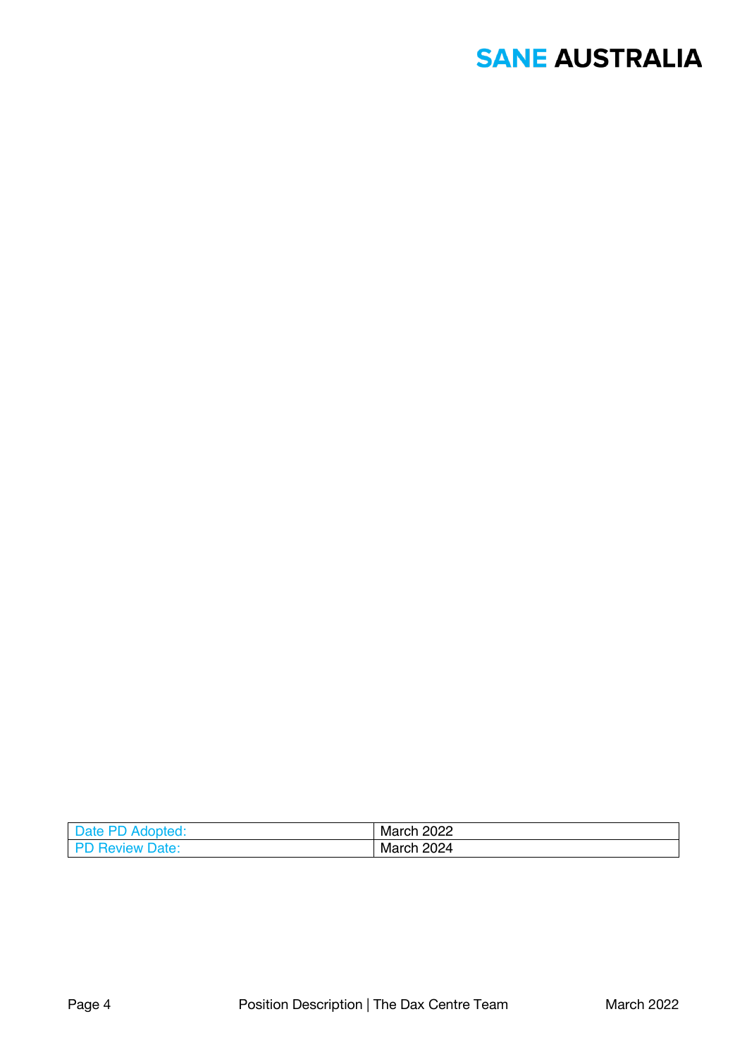| | |
|---|---|
| Date PD Adopted: | March 2022 |
| PD Review Date: | March 2024 |